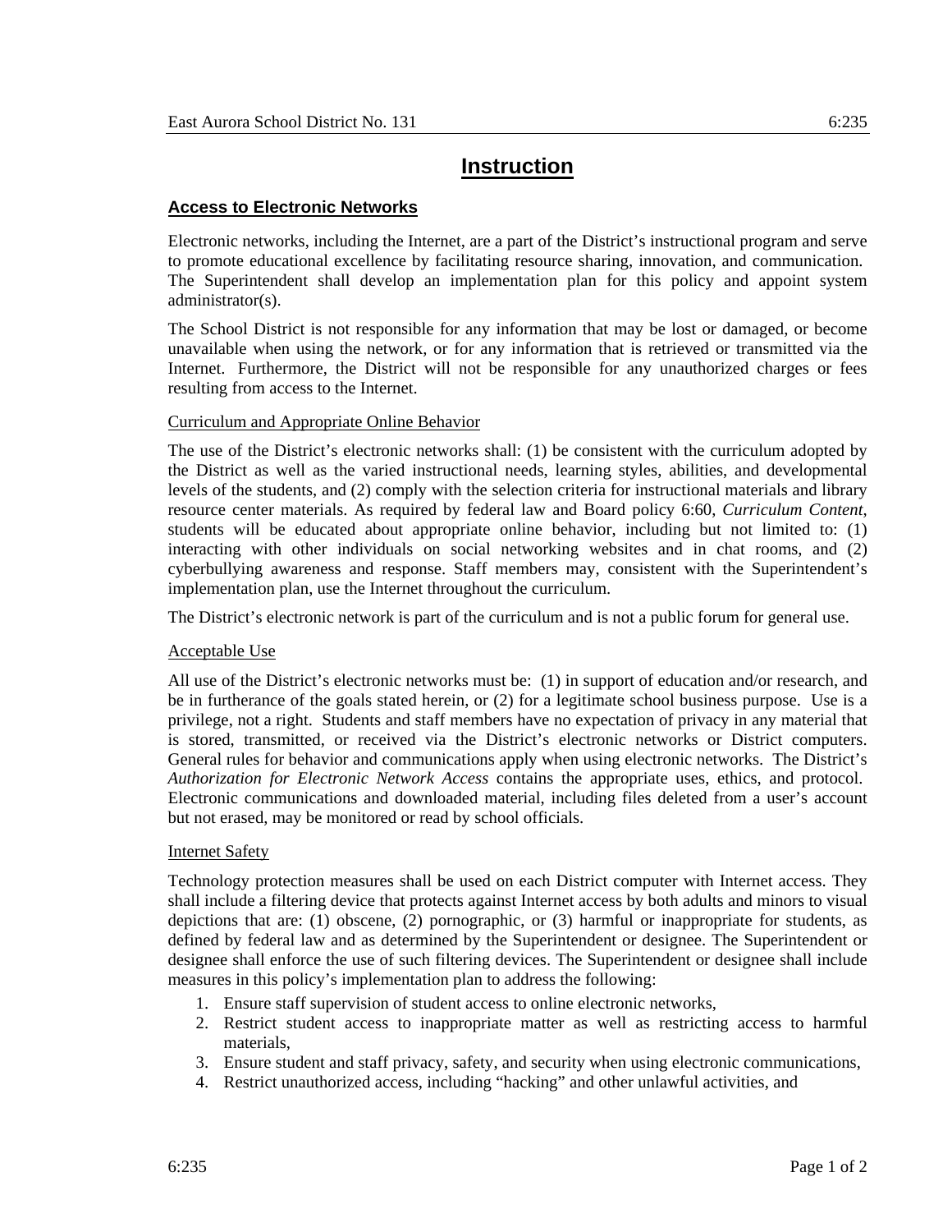# Instruction

## Access to Electronic Networks

Electronic networks, including the Internet, are a part of the District's instructional program and serve to promote educational excellence by facilitating resource sharing, innovation, and communication. The Superintendent shall develop an implementation plan for this policy and appoint system administrator(s).

The School District is not responsible for any information that may be lost or damaged, or become unavailable when using the network, or for any information that is retrieved or transmitted via the Internet. Furthermore, the District will not be responsible for any unauthorized charges or fees resulting from access to the Internet.

### Curriculum and Appropriate Online Behavior

The use of the District's electronic networks shall: (1) be consistent with the curriculum adopted by the District as well as the varied instructional needs, learning styles, abilities, and developmental levels of the students, and (2) comply with the selection criteria for instructional materials and library resource center materials. As required by federal law and Board policy 6:60, *Curriculum Content*, students will be educated about appropriate online behavior, including but not limited to: (1) interacting with other individuals on social networking websites and in chat rooms, and (2) cyberbullying awareness and response. Staff members may, consistent with the Superintendent's implementation plan, use the Internet throughout the curriculum.

The District's electronic network is part of the curriculum and is not a public forum for general use.

### Acceptable Use

All use of the District's electronic networks must be: (1) in support of education and/or research, and be in furtherance of the goals stated herein, or (2) for a legitimate school business purpose. Use is a privilege, not a right. Students and staff members have no expectation of privacy in any material that is stored, transmitted, or received via the District's electronic networks or District computers. General rules for behavior and communications apply when using electronic networks. The District's *Authorization for Electronic Network Access* contains the appropriate uses, ethics, and protocol. Electronic communications and downloaded material, including files deleted from a user's account but not erased, may be monitored or read by school officials.

### Internet Safety

Technology protection measures shall be used on each District computer with Internet access. They shall include a filtering device that protects against Internet access by both adults and minors to visual depictions that are: (1) obscene, (2) pornographic, or (3) harmful or inappropriate for students, as defined by federal law and as determined by the Superintendent or designee. The Superintendent or designee shall enforce the use of such filtering devices. The Superintendent or designee shall include measures in this policy's implementation plan to address the following:

1. Ensure staff supervision of student access to online electronic networks,
2. Restrict student access to inappropriate matter as well as restricting access to harmful materials,
3. Ensure student and staff privacy, safety, and security when using electronic communications,
4. Restrict unauthorized access, including "hacking" and other unlawful activities, and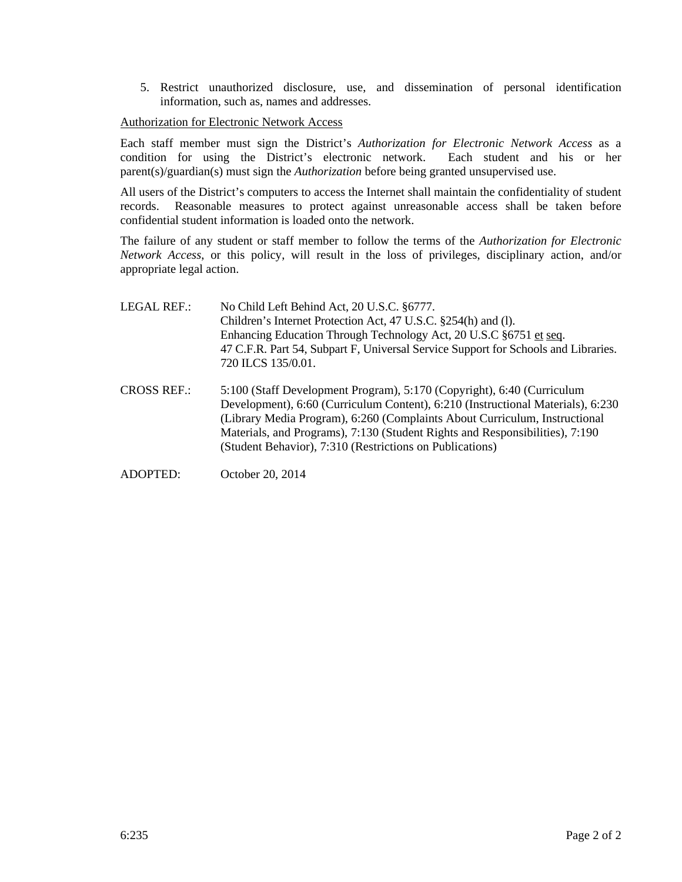5. Restrict unauthorized disclosure, use, and dissemination of personal identification information, such as, names and addresses.

Authorization for Electronic Network Access

Each staff member must sign the District's *Authorization for Electronic Network Access* as a condition for using the District's electronic network. Each student and his or her parent(s)/guardian(s) must sign the *Authorization* before being granted unsupervised use.

All users of the District's computers to access the Internet shall maintain the confidentiality of student records. Reasonable measures to protect against unreasonable access shall be taken before confidential student information is loaded onto the network.

The failure of any student or staff member to follow the terms of the *Authorization for Electronic Network Access*, or this policy, will result in the loss of privileges, disciplinary action, and/or appropriate legal action.

LEGAL REF.: No Child Left Behind Act, 20 U.S.C. §6777.
Children's Internet Protection Act, 47 U.S.C. §254(h) and (l).
Enhancing Education Through Technology Act, 20 U.S.C §6751 et seq.
47 C.F.R. Part 54, Subpart F, Universal Service Support for Schools and Libraries.
720 ILCS 135/0.01.

CROSS REF.: 5:100 (Staff Development Program), 5:170 (Copyright), 6:40 (Curriculum Development), 6:60 (Curriculum Content), 6:210 (Instructional Materials), 6:230 (Library Media Program), 6:260 (Complaints About Curriculum, Instructional Materials, and Programs), 7:130 (Student Rights and Responsibilities), 7:190 (Student Behavior), 7:310 (Restrictions on Publications)

ADOPTED: October 20, 2014